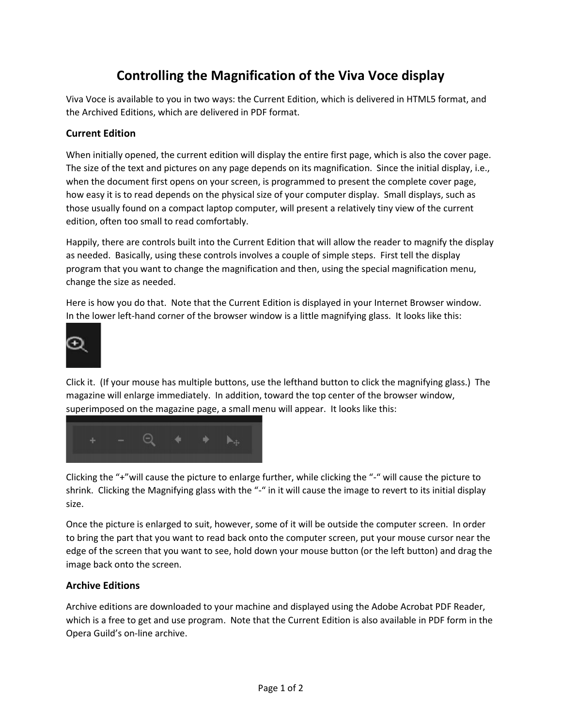# Controlling the Magnification of the Viva Voce display

Viva Voce is available to you in two ways: the Current Edition, which is delivered in HTML5 format, and the Archived Editions, which are delivered in PDF format.

## Current Edition

When initially opened, the current edition will display the entire first page, which is also the cover page. The size of the text and pictures on any page depends on its magnification. Since the initial display, i.e., when the document first opens on your screen, is programmed to present the complete cover page, how easy it is to read depends on the physical size of your computer display. Small displays, such as those usually found on a compact laptop computer, will present a relatively tiny view of the current edition, often too small to read comfortably.

Happily, there are controls built into the Current Edition that will allow the reader to magnify the display as needed. Basically, using these controls involves a couple of simple steps. First tell the display program that you want to change the magnification and then, using the special magnification menu, change the size as needed.

Here is how you do that. Note that the Current Edition is displayed in your Internet Browser window. In the lower left-hand corner of the browser window is a little magnifying glass. It looks like this:

Click it. (If your mouse has multiple buttons, use the lefthand button to click the magnifying glass.) The magazine will enlarge immediately. In addition, toward the top center of the browser window, superimposed on the magazine page, a small menu will appear. It looks like this:

Clicking the "+"will cause the picture to enlarge further, while clicking the "-" will cause the picture to shrink. Clicking the Magnifying glass with the "-" in it will cause the image to revert to its initial display size.

Once the picture is enlarged to suit, however, some of it will be outside the computer screen. In order to bring the part that you want to read back onto the computer screen, put your mouse cursor near the edge of the screen that you want to see, hold down your mouse button (or the left button) and drag the image back onto the screen.

## Archive Editions

Archive editions are downloaded to your machine and displayed using the Adobe Acrobat PDF Reader, which is a free to get and use program. Note that the Current Edition is also available in PDF form in the Opera Guild's on-line archive.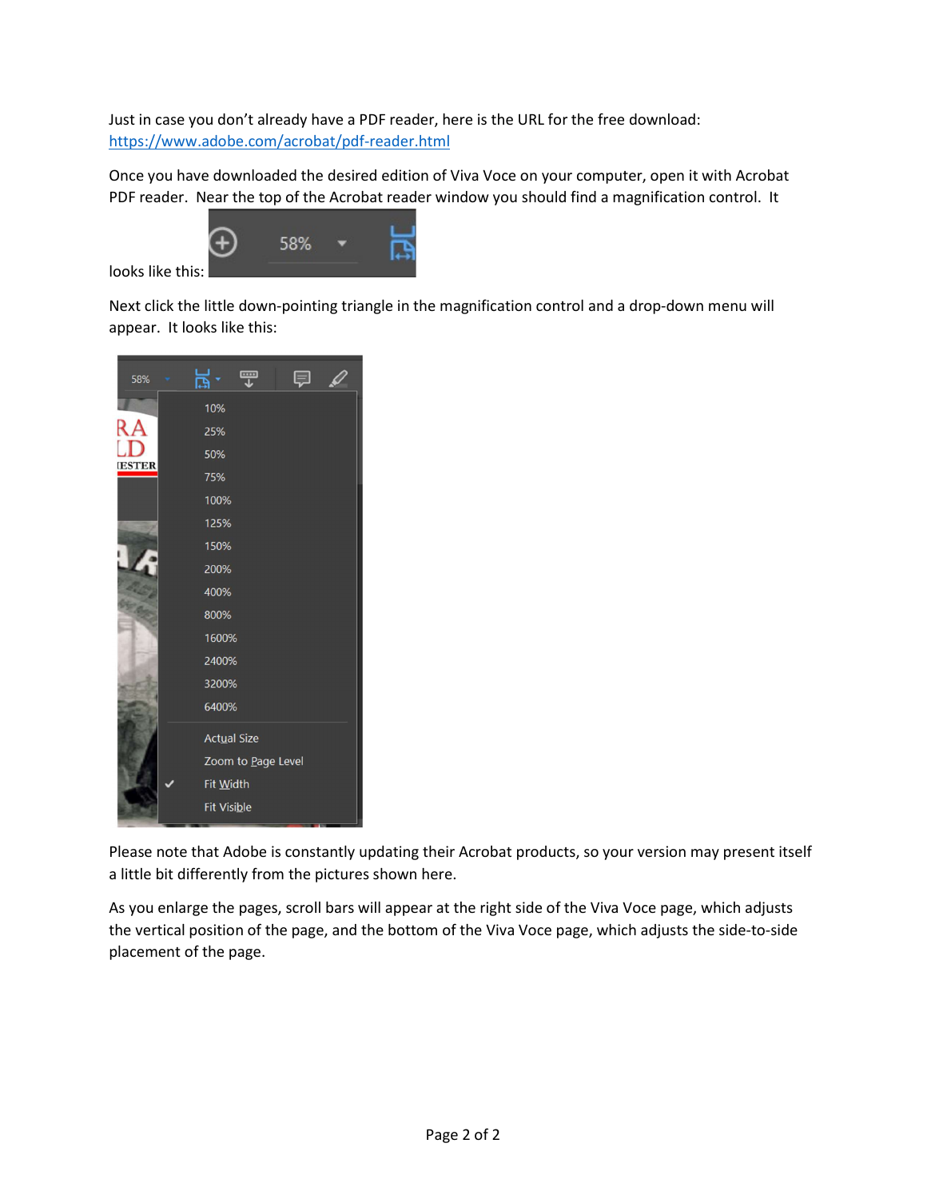Just in case you don't already have a PDF reader, here is the URL for the free download: https://www.adobe.com/acrobat/pdf-reader.html

Once you have downloaded the desired edition of Viva Voce on your computer, open it with Acrobat PDF reader. Near the top of the Acrobat reader window you should find a magnification control. It looks like this:

Next click the little down-pointing triangle in the magnification control and a drop-down menu will appear. It looks like this:

Please note that Adobe is constantly updating their Acrobat products, so your version may present itself a little bit differently from the pictures shown here.

As you enlarge the pages, scroll bars will appear at the right side of the Viva Voce page, which adjusts the vertical position of the page, and the bottom of the Viva Voce page, which adjusts the side-to-side placement of the page.